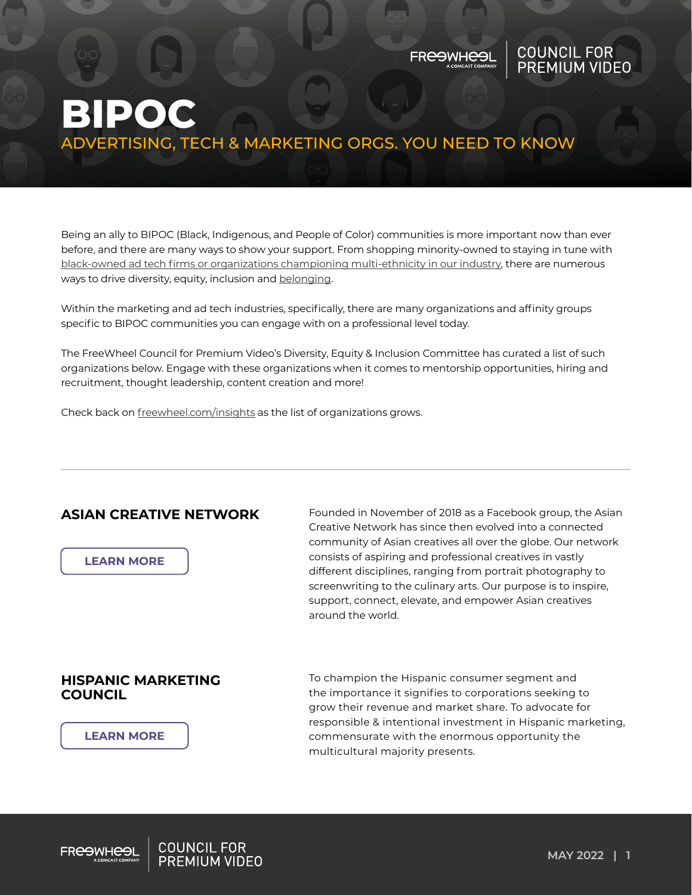# BIPOC

## ADVERTISING, TECH & MARKETING ORGS. YOU NEED TO KNOW

Being an ally to BIPOC (Black, Indigenous, and People of Color) communities is more important now than ever before, and there are many ways to show your support. From shopping minority-owned to staying in tune with black-owned ad tech firms or organizations championing multi-ethnicity in our industry, there are numerous ways to drive diversity, equity, inclusion and belonging.

Within the marketing and ad tech industries, specifically, there are many organizations and affinity groups specific to BIPOC communities you can engage with on a professional level today.

The FreeWheel Council for Premium Video's Diversity, Equity & Inclusion Committee has curated a list of such organizations below. Engage with these organizations when it comes to mentorship opportunities, hiring and recruitment, thought leadership, content creation and more!

Check back on freewheel.com/insights as the list of organizations grows.

---

### ASIAN CREATIVE NETWORK

LEARN MORE

Founded in November of 2018 as a Facebook group, the Asian Creative Network has since then evolved into a connected community of Asian creatives all over the globe. Our network consists of aspiring and professional creatives in vastly different disciplines, ranging from portrait photography to screenwriting to the culinary arts. Our purpose is to inspire, support, connect, elevate, and empower Asian creatives around the world.

### HISPANIC MARKETING COUNCIL

LEARN MORE

To champion the Hispanic consumer segment and the importance it signifies to corporations seeking to grow their revenue and market share. To advocate for responsible & intentional investment in Hispanic marketing, commensurate with the enormous opportunity the multicultural majority presents.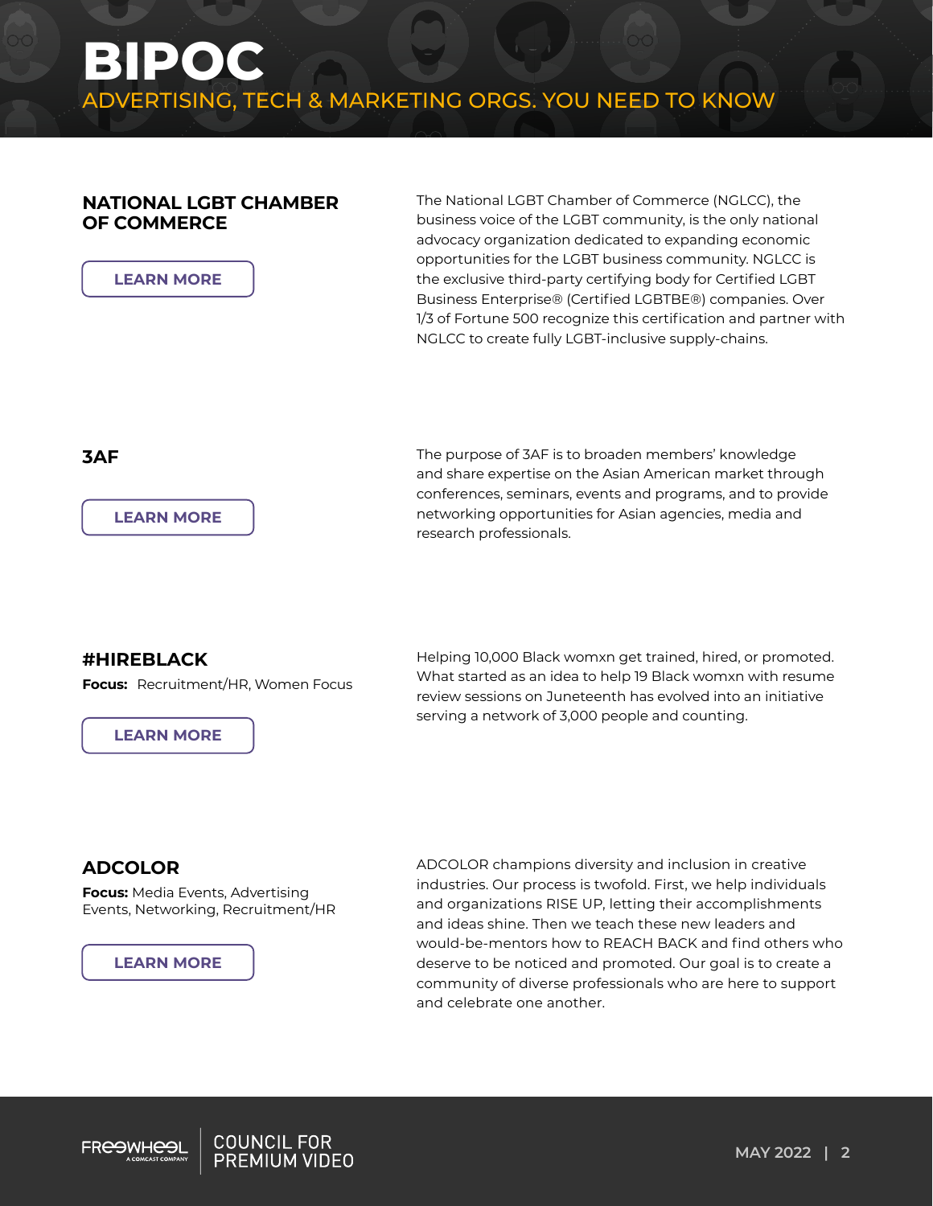# BIPOC

## ADVERTISING, TECH & MARKETING ORGS. YOU NEED TO KNOW

### NATIONAL LGBT CHAMBER OF COMMERCE

LEARN MORE

The National LGBT Chamber of Commerce (NGLCC), the business voice of the LGBT community, is the only national advocacy organization dedicated to expanding economic opportunities for the LGBT business community. NGLCC is the exclusive third-party certifying body for Certified LGBT Business Enterprise® (Certified LGBTBE®) companies. Over 1/3 of Fortune 500 recognize this certification and partner with NGLCC to create fully LGBT-inclusive supply-chains.

### 3AF

LEARN MORE

The purpose of 3AF is to broaden members' knowledge and share expertise on the Asian American market through conferences, seminars, events and programs, and to provide networking opportunities for Asian agencies, media and research professionals.

### #HIREBLACK

**Focus:** Recruitment/HR, Women Focus

LEARN MORE

Helping 10,000 Black womxn get trained, hired, or promoted. What started as an idea to help 19 Black womxn with resume review sessions on Juneteenth has evolved into an initiative serving a network of 3,000 people and counting.

### ADCOLOR

**Focus:** Media Events, Advertising Events, Networking, Recruitment/HR

LEARN MORE

ADCOLOR champions diversity and inclusion in creative industries. Our process is twofold. First, we help individuals and organizations RISE UP, letting their accomplishments and ideas shine. Then we teach these new leaders and would-be-mentors how to REACH BACK and find others who deserve to be noticed and promoted. Our goal is to create a community of diverse professionals who are here to support and celebrate one another.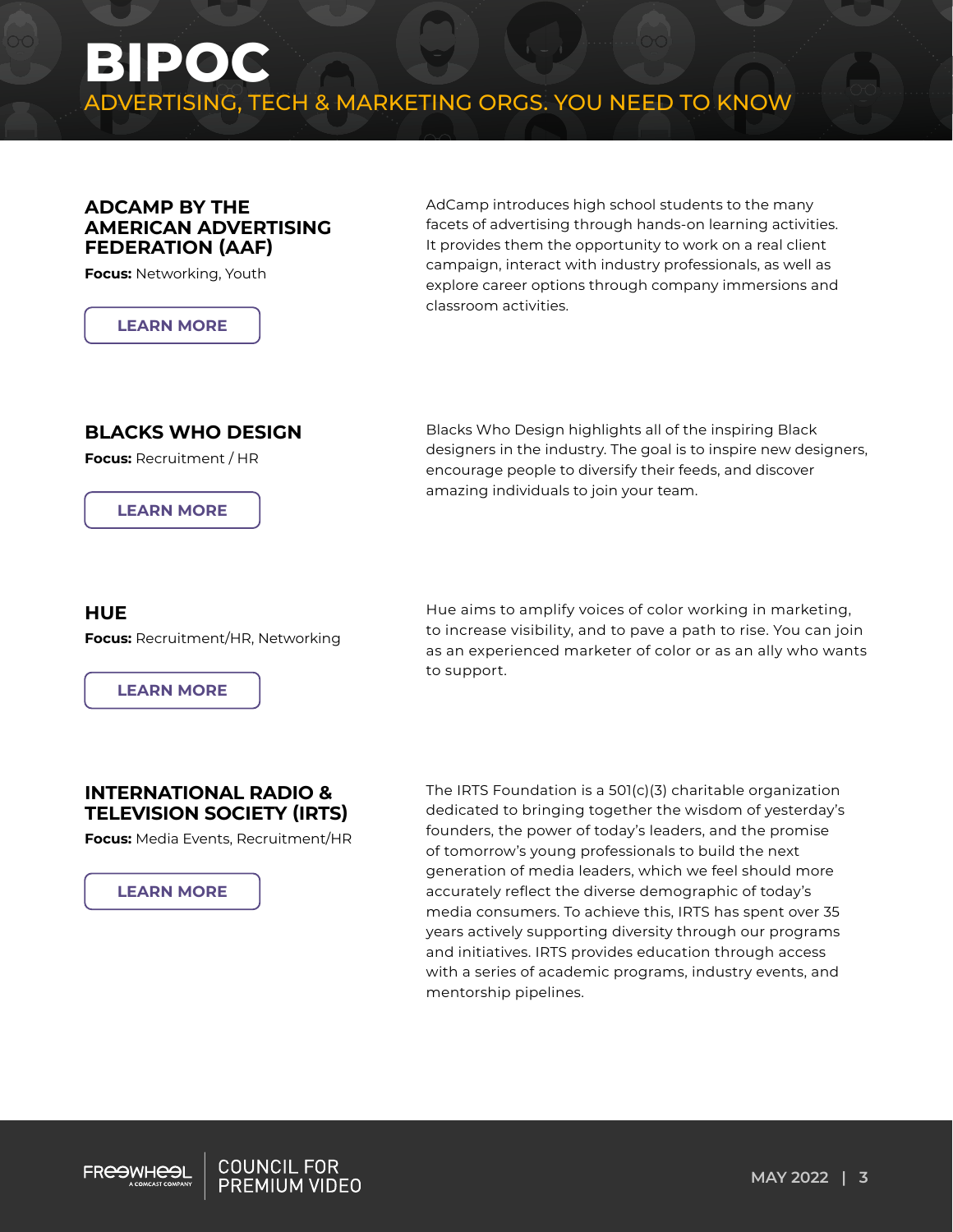# BIPOC

ADVERTISING, TECH & MARKETING ORGS. YOU NEED TO KNOW

### ADCAMP BY THE AMERICAN ADVERTISING FEDERATION (AAF)

**Focus:** Networking, Youth

LEARN MORE

AdCamp introduces high school students to the many facets of advertising through hands-on learning activities. It provides them the opportunity to work on a real client campaign, interact with industry professionals, as well as explore career options through company immersions and classroom activities.

### BLACKS WHO DESIGN

**Focus:** Recruitment / HR

LEARN MORE

Blacks Who Design highlights all of the inspiring Black designers in the industry. The goal is to inspire new designers, encourage people to diversify their feeds, and discover amazing individuals to join your team.

### HUE

**Focus:** Recruitment/HR, Networking

LEARN MORE

Hue aims to amplify voices of color working in marketing, to increase visibility, and to pave a path to rise. You can join as an experienced marketer of color or as an ally who wants to support.

### INTERNATIONAL RADIO & TELEVISION SOCIETY (IRTS)

**Focus:** Media Events, Recruitment/HR

LEARN MORE

The IRTS Foundation is a 501(c)(3) charitable organization dedicated to bringing together the wisdom of yesterday's founders, the power of today's leaders, and the promise of tomorrow's young professionals to build the next generation of media leaders, which we feel should more accurately reflect the diverse demographic of today's media consumers. To achieve this, IRTS has spent over 35 years actively supporting diversity through our programs and initiatives. IRTS provides education through access with a series of academic programs, industry events, and mentorship pipelines.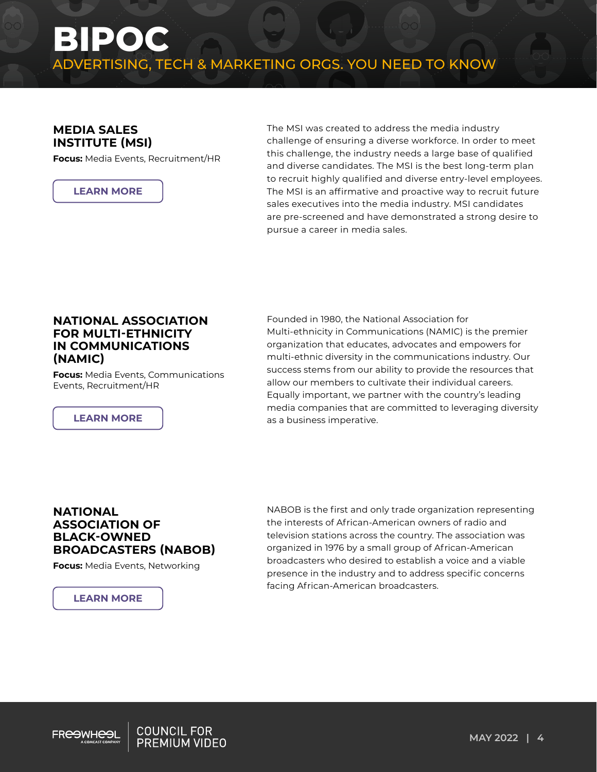# BIPOC

## ADVERTISING, TECH & MARKETING ORGS. YOU NEED TO KNOW

### MEDIA SALES INSTITUTE (MSI)

**Focus:** Media Events, Recruitment/HR

LEARN MORE

The MSI was created to address the media industry challenge of ensuring a diverse workforce. In order to meet this challenge, the industry needs a large base of qualified and diverse candidates. The MSI is the best long-term plan to recruit highly qualified and diverse entry-level employees. The MSI is an affirmative and proactive way to recruit future sales executives into the media industry. MSI candidates are pre-screened and have demonstrated a strong desire to pursue a career in media sales.

### NATIONAL ASSOCIATION FOR MULTI-ETHNICITY IN COMMUNICATIONS (NAMIC)

**Focus:** Media Events, Communications Events, Recruitment/HR

LEARN MORE

Founded in 1980, the National Association for Multi-ethnicity in Communications (NAMIC) is the premier organization that educates, advocates and empowers for multi-ethnic diversity in the communications industry. Our success stems from our ability to provide the resources that allow our members to cultivate their individual careers. Equally important, we partner with the country's leading media companies that are committed to leveraging diversity as a business imperative.

### NATIONAL ASSOCIATION OF BLACK-OWNED BROADCASTERS (NABOB)

**Focus:** Media Events, Networking

LEARN MORE

NABOB is the first and only trade organization representing the interests of African-American owners of radio and television stations across the country. The association was organized in 1976 by a small group of African-American broadcasters who desired to establish a voice and a viable presence in the industry and to address specific concerns facing African-American broadcasters.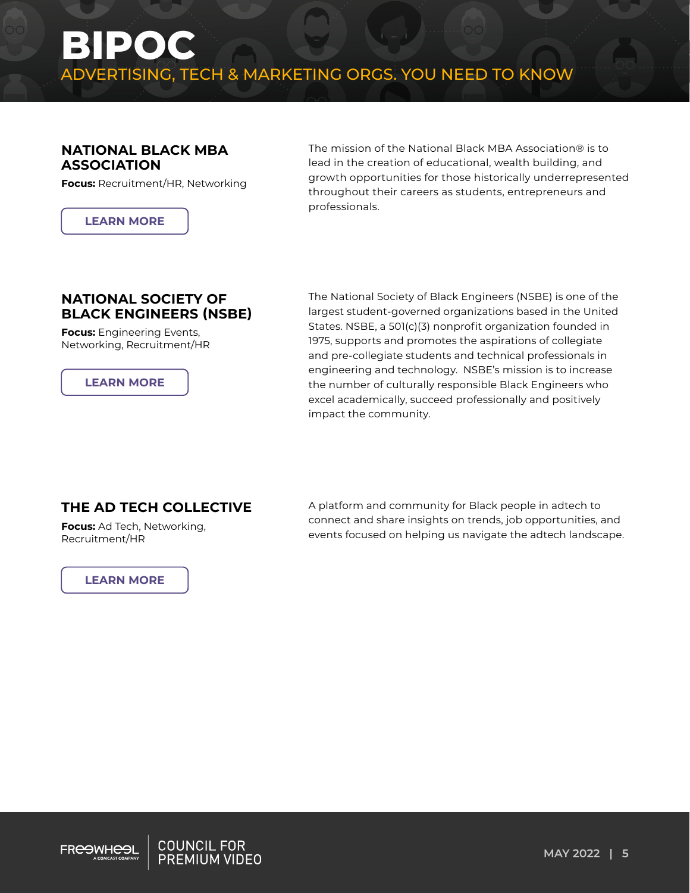# BIPOC

## ADVERTISING, TECH & MARKETING ORGS. YOU NEED TO KNOW

### NATIONAL BLACK MBA ASSOCIATION

**Focus:** Recruitment/HR, Networking

LEARN MORE

The mission of the National Black MBA Association® is to lead in the creation of educational, wealth building, and growth opportunities for those historically underrepresented throughout their careers as students, entrepreneurs and professionals.

### NATIONAL SOCIETY OF BLACK ENGINEERS (NSBE)

**Focus:** Engineering Events, Networking, Recruitment/HR

LEARN MORE

The National Society of Black Engineers (NSBE) is one of the largest student-governed organizations based in the United States. NSBE, a 501(c)(3) nonprofit organization founded in 1975, supports and promotes the aspirations of collegiate and pre-collegiate students and technical professionals in engineering and technology. NSBE's mission is to increase the number of culturally responsible Black Engineers who excel academically, succeed professionally and positively impact the community.

### THE AD TECH COLLECTIVE

**Focus:** Ad Tech, Networking, Recruitment/HR

LEARN MORE

A platform and community for Black people in adtech to connect and share insights on trends, job opportunities, and events focused on helping us navigate the adtech landscape.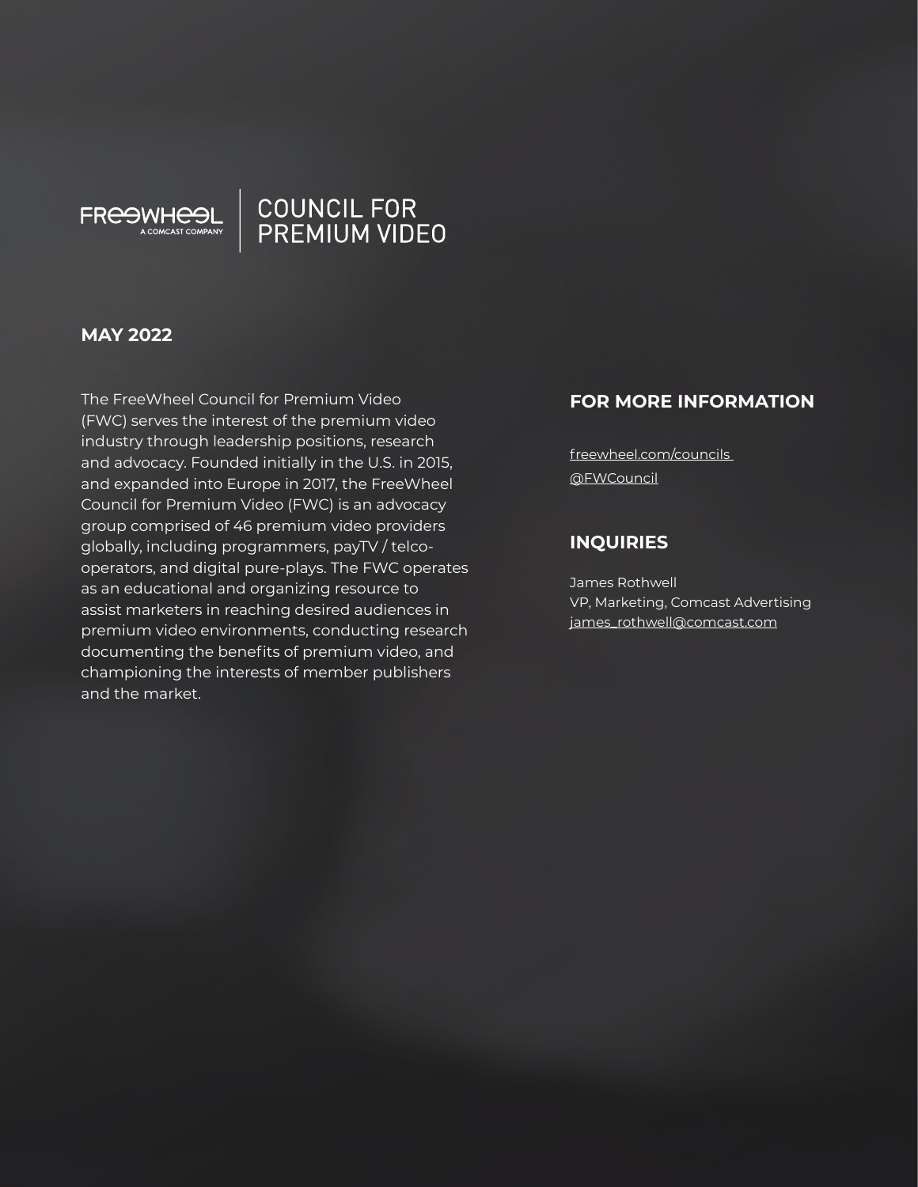FREEWHEEL
A COMCAST COMPANY

COUNCIL FOR PREMIUM VIDEO

**MAY 2022**

The FreeWheel Council for Premium Video (FWC) serves the interest of the premium video industry through leadership positions, research and advocacy. Founded initially in the U.S. in 2015, and expanded into Europe in 2017, the FreeWheel Council for Premium Video (FWC) is an advocacy group comprised of 46 premium video providers globally, including programmers, payTV / telco-operators, and digital pure-plays. The FWC operates as an educational and organizing resource to assist marketers in reaching desired audiences in premium video environments, conducting research documenting the benefits of premium video, and championing the interests of member publishers and the market.

## FOR MORE INFORMATION

freewheel.com/councils
@FWCouncil

## INQUIRIES

James Rothwell
VP, Marketing, Comcast Advertising
james_rothwell@comcast.com